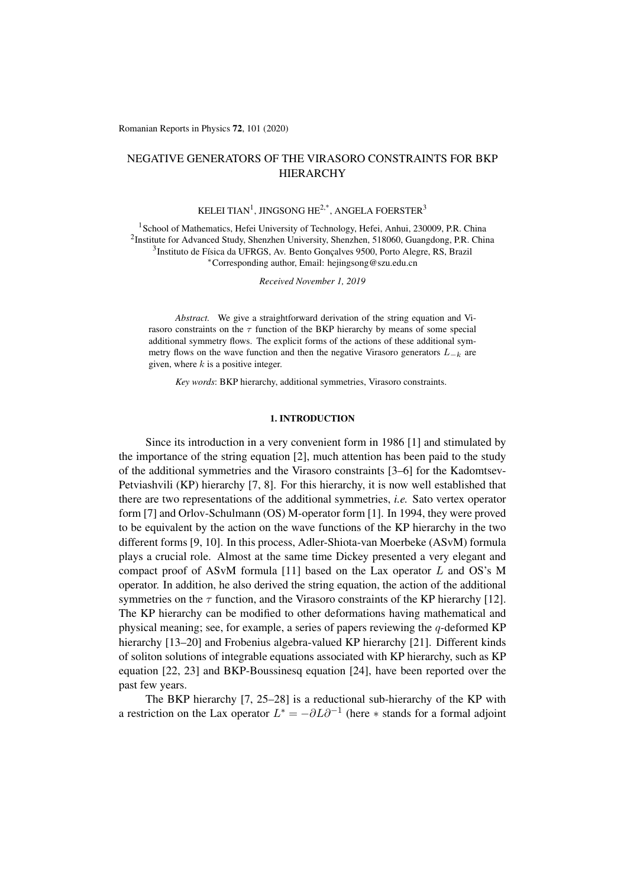# NEGATIVE GENERATORS OF THE VIRASORO CONSTRAINTS FOR BKP HIERARCHY

KELEI TIAN[1], JINGSONG HE[2,*], ANGELA FOERSTER[3]

[1]School of Mathematics, Hefei University of Technology, Hefei, Anhui, 230009, P.R. China
[2]Institute for Advanced Study, Shenzhen University, Shenzhen, 518060, Guangdong, P.R. China
[3]Instituto de Física da UFRGS, Av. Bento Gonçalves 9500, Porto Alegre, RS, Brazil
*Corresponding author, Email: hejingsong@szu.edu.cn

*Received November 1, 2019*

*Abstract.* We give a straightforward derivation of the string equation and Virasoro constraints on the $\tau$ function of the BKP hierarchy by means of some special additional symmetry flows. The explicit forms of the actions of these additional symmetry flows on the wave function and then the negative Virasoro generators $L_{-k}$ are given, where $k$ is a positive integer.

*Key words*: BKP hierarchy, additional symmetries, Virasoro constraints.

## 1. INTRODUCTION

Since its introduction in a very convenient form in 1986 [1] and stimulated by the importance of the string equation [2], much attention has been paid to the study of the additional symmetries and the Virasoro constraints [3–6] for the Kadomtsev-Petviashvili (KP) hierarchy [7, 8]. For this hierarchy, it is now well established that there are two representations of the additional symmetries, *i.e.* Sato vertex operator form [7] and Orlov-Schulmann (OS) M-operator form [1]. In 1994, they were proved to be equivalent by the action on the wave functions of the KP hierarchy in the two different forms [9, 10]. In this process, Adler-Shiota-van Moerbeke (ASvM) formula plays a crucial role. Almost at the same time Dickey presented a very elegant and compact proof of ASvM formula [11] based on the Lax operator $L$ and OS's M operator. In addition, he also derived the string equation, the action of the additional symmetries on the $\tau$ function, and the Virasoro constraints of the KP hierarchy [12]. The KP hierarchy can be modified to other deformations having mathematical and physical meaning; see, for example, a series of papers reviewing the $q$-deformed KP hierarchy [13–20] and Frobenius algebra-valued KP hierarchy [21]. Different kinds of soliton solutions of integrable equations associated with KP hierarchy, such as KP equation [22, 23] and BKP-Boussinesq equation [24], have been reported over the past few years.

The BKP hierarchy [7, 25–28] is a reductional sub-hierarchy of the KP with a restriction on the Lax operator $L^* = -\partial L \partial^{-1}$ (here $*$ stands for a formal adjoint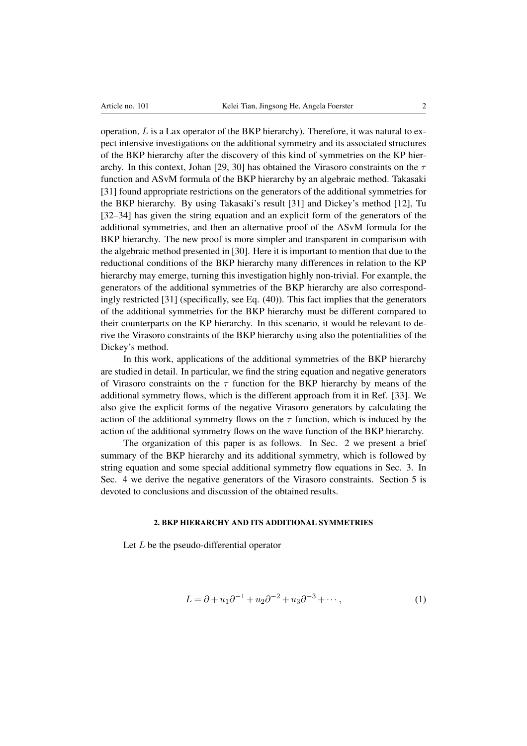operation, $L$ is a Lax operator of the BKP hierarchy). Therefore, it was natural to expect intensive investigations on the additional symmetry and its associated structures of the BKP hierarchy after the discovery of this kind of symmetries on the KP hierarchy. In this context, Johan [29, 30] has obtained the Virasoro constraints on the $\tau$ function and ASvM formula of the BKP hierarchy by an algebraic method. Takasaki [31] found appropriate restrictions on the generators of the additional symmetries for the BKP hierarchy. By using Takasaki's result [31] and Dickey's method [12], Tu [32–34] has given the string equation and an explicit form of the generators of the additional symmetries, and then an alternative proof of the ASvM formula for the BKP hierarchy. The new proof is more simpler and transparent in comparison with the algebraic method presented in [30]. Here it is important to mention that due to the reductional conditions of the BKP hierarchy many differences in relation to the KP hierarchy may emerge, turning this investigation highly non-trivial. For example, the generators of the additional symmetries of the BKP hierarchy are also correspondingly restricted [31] (specifically, see Eq. (40)). This fact implies that the generators of the additional symmetries for the BKP hierarchy must be different compared to their counterparts on the KP hierarchy. In this scenario, it would be relevant to derive the Virasoro constraints of the BKP hierarchy using also the potentialities of the Dickey's method.

In this work, applications of the additional symmetries of the BKP hierarchy are studied in detail. In particular, we find the string equation and negative generators of Virasoro constraints on the $\tau$ function for the BKP hierarchy by means of the additional symmetry flows, which is the different approach from it in Ref. [33]. We also give the explicit forms of the negative Virasoro generators by calculating the action of the additional symmetry flows on the $\tau$ function, which is induced by the action of the additional symmetry flows on the wave function of the BKP hierarchy.

The organization of this paper is as follows. In Sec. 2 we present a brief summary of the BKP hierarchy and its additional symmetry, which is followed by string equation and some special additional symmetry flow equations in Sec. 3. In Sec. 4 we derive the negative generators of the Virasoro constraints. Section 5 is devoted to conclusions and discussion of the obtained results.

## 2. BKP HIERARCHY AND ITS ADDITIONAL SYMMETRIES

Let $L$ be the pseudo-differential operator

$$L = \partial + u_1\partial^{-1} + u_2\partial^{-2} + u_3\partial^{-3} + \cdots, \tag{1}$$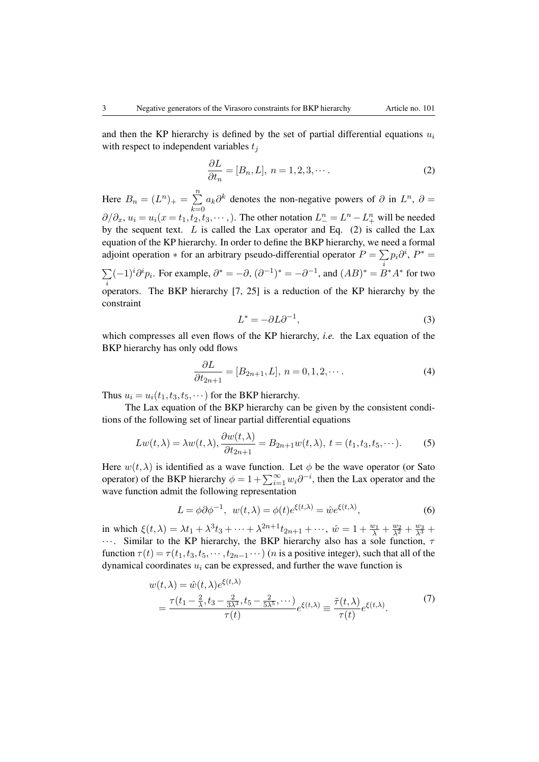and then the KP hierarchy is defined by the set of partial differential equations $u_i$ with respect to independent variables $t_j$

$$\frac{\partial L}{\partial t_n} = [B_n, L],\ n = 1, 2, 3, \cdots. \tag{2}$$

Here $B_n = (L^n)_+ = \sum_{k=0}^{n} a_k \partial^k$ denotes the non-negative powers of $\partial$ in $L^n$, $\partial = \partial/\partial_x$, $u_i = u_i(x = t_1, t_2, t_3, \cdots,)$. The other notation $L_-^n = L^n - L_+^n$ will be needed by the sequent text. $L$ is called the Lax operator and Eq. (2) is called the Lax equation of the KP hierarchy. In order to define the BKP hierarchy, we need a formal adjoint operation $*$ for an arbitrary pseudo-differential operator $P = \sum_i p_i \partial^i$, $P^* = \sum_i (-1)^i \partial^i p_i$. For example, $\partial^* = -\partial$, $(\partial^{-1})^* = -\partial^{-1}$, and $(AB)^* = B^* A^*$ for two operators. The BKP hierarchy [7, 25] is a reduction of the KP hierarchy by the constraint

$$L^* = -\partial L \partial^{-1}, \tag{3}$$

which compresses all even flows of the KP hierarchy, *i.e.* the Lax equation of the BKP hierarchy has only odd flows

$$\frac{\partial L}{\partial t_{2n+1}} = [B_{2n+1}, L],\ n = 0, 1, 2, \cdots. \tag{4}$$

Thus $u_i = u_i(t_1, t_3, t_5, \cdots)$ for the BKP hierarchy.

The Lax equation of the BKP hierarchy can be given by the consistent conditions of the following set of linear partial differential equations

$$Lw(t,\lambda) = \lambda w(t,\lambda), \frac{\partial w(t,\lambda)}{\partial t_{2n+1}} = B_{2n+1} w(t,\lambda),\ t = (t_1, t_3, t_5, \cdots). \tag{5}$$

Here $w(t,\lambda)$ is identified as a wave function. Let $\phi$ be the wave operator (or Sato operator) of the BKP hierarchy $\phi = 1 + \sum_{i=1}^{\infty} w_i \partial^{-i}$, then the Lax operator and the wave function admit the following representation

$$L = \phi \partial \phi^{-1},\ \ w(t,\lambda) = \phi(t) e^{\xi(t,\lambda)} = \hat{w} e^{\xi(t,\lambda)}, \tag{6}$$

in which $\xi(t,\lambda) = \lambda t_1 + \lambda^3 t_3 + \cdots + \lambda^{2n+1} t_{2n+1} + \cdots$, $\hat{w} = 1 + \frac{w_1}{\lambda} + \frac{w_2}{\lambda^2} + \frac{w_3}{\lambda^3} + \cdots$. Similar to the KP hierarchy, the BKP hierarchy also has a sole function, $\tau$ function $\tau(t) = \tau(t_1, t_3, t_5, \cdots, t_{2n-1} \cdots)$ ($n$ is a positive integer), such that all of the dynamical coordinates $u_i$ can be expressed, and further the wave function is

$$\begin{aligned} w(t,\lambda) &= \hat{w}(t,\lambda) e^{\xi(t,\lambda)} \\ &= \frac{\tau(t_1 - \frac{2}{\lambda}, t_3 - \frac{2}{3\lambda^3}, t_5 - \frac{2}{5\lambda^5}, \cdots)}{\tau(t)} e^{\xi(t,\lambda)} \equiv \frac{\tilde{\tau}(t,\lambda)}{\tau(t)} e^{\xi(t,\lambda)}. \end{aligned} \tag{7}$$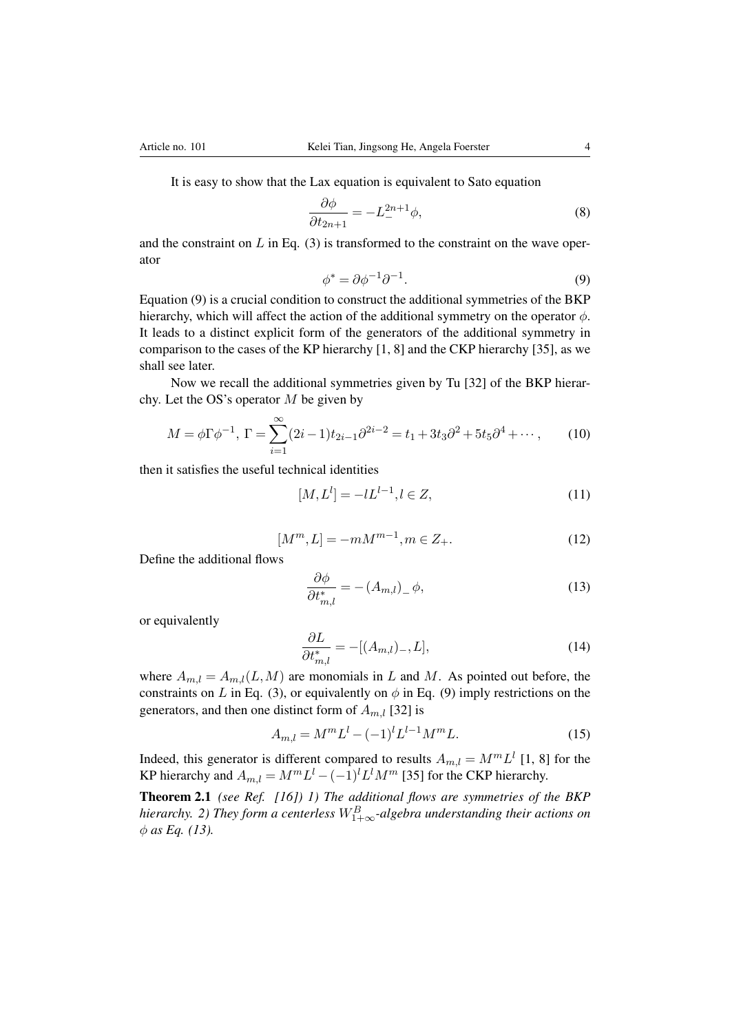It is easy to show that the Lax equation is equivalent to Sato equation

$$\frac{\partial \phi}{\partial t_{2n+1}} = -L_{-}^{2n+1}\phi, \tag{8}$$

and the constraint on $L$ in Eq. (3) is transformed to the constraint on the wave operator

$$\phi^* = \partial \phi^{-1} \partial^{-1}. \tag{9}$$

Equation (9) is a crucial condition to construct the additional symmetries of the BKP hierarchy, which will affect the action of the additional symmetry on the operator $\phi$. It leads to a distinct explicit form of the generators of the additional symmetry in comparison to the cases of the KP hierarchy [1, 8] and the CKP hierarchy [35], as we shall see later.

Now we recall the additional symmetries given by Tu [32] of the BKP hierarchy. Let the OS's operator $M$ be given by

$$M = \phi \Gamma \phi^{-1},\ \Gamma = \sum_{i=1}^{\infty}(2i-1)t_{2i-1}\partial^{2i-2} = t_1 + 3t_3\partial^2 + 5t_5\partial^4 + \cdots, \tag{10}$$

then it satisfies the useful technical identities

$$[M, L^l] = -lL^{l-1}, l \in Z, \tag{11}$$

$$[M^m, L] = -mM^{m-1}, m \in Z_+. \tag{12}$$

Define the additional flows

$$\frac{\partial \phi}{\partial t^*_{m,l}} = -\left(A_{m,l}\right)_- \phi, \tag{13}$$

or equivalently

$$\frac{\partial L}{\partial t^*_{m,l}} = -[(A_{m,l})_-, L], \tag{14}$$

where $A_{m,l} = A_{m,l}(L, M)$ are monomials in $L$ and $M$. As pointed out before, the constraints on $L$ in Eq. (3), or equivalently on $\phi$ in Eq. (9) imply restrictions on the generators, and then one distinct form of $A_{m,l}$ [32] is

$$A_{m,l} = M^m L^l - (-1)^l L^{l-1} M^m L. \tag{15}$$

Indeed, this generator is different compared to results $A_{m,l} = M^m L^l$ [1, 8] for the KP hierarchy and $A_{m,l} = M^m L^l - (-1)^l L^l M^m$ [35] for the CKP hierarchy.

**Theorem 2.1** *(see Ref. [16]) 1) The additional flows are symmetries of the BKP hierarchy. 2) They form a centerless $W^B_{1+\infty}$-algebra understanding their actions on $\phi$ as Eq. (13).*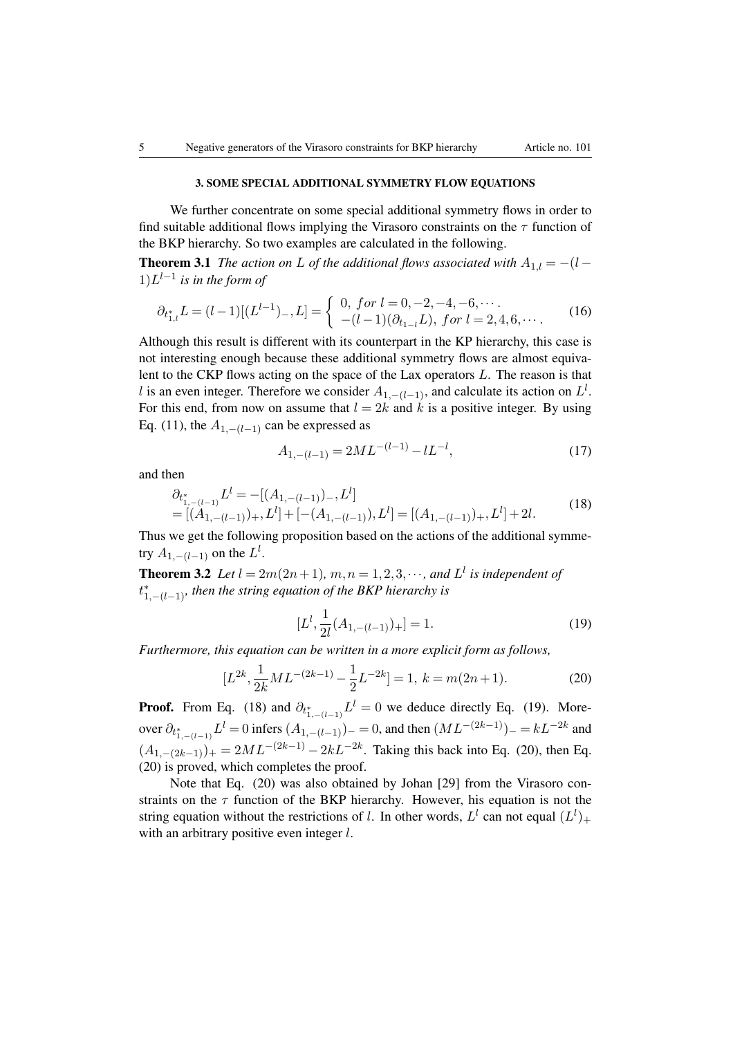### 3. SOME SPECIAL ADDITIONAL SYMMETRY FLOW EQUATIONS

We further concentrate on some special additional symmetry flows in order to find suitable additional flows implying the Virasoro constraints on the $\tau$ function of the BKP hierarchy. So two examples are calculated in the following.

**Theorem 3.1** *The action on $L$ of the additional flows associated with $A_{1,l} = -(l-1)L^{l-1}$ is in the form of*

$$\partial_{t^*_{1,l}} L = (l-1)[(L^{l-1})_-, L] = \begin{cases} 0, \ for \ l = 0, -2, -4, -6, \cdots. \\ -(l-1)(\partial_{t_{1-l}} L), \ for \ l = 2, 4, 6, \cdots. \end{cases} \tag{16}$$

Although this result is different with its counterpart in the KP hierarchy, this case is not interesting enough because these additional symmetry flows are almost equivalent to the CKP flows acting on the space of the Lax operators $L$. The reason is that $l$ is an even integer. Therefore we consider $A_{1,-(l-1)}$, and calculate its action on $L^l$. For this end, from now on assume that $l = 2k$ and $k$ is a positive integer. By using Eq. (11), the $A_{1,-(l-1)}$ can be expressed as

$$A_{1,-(l-1)} = 2ML^{-(l-1)} - lL^{-l}, \tag{17}$$

and then

$$\begin{aligned} &\partial_{t^*_{1,-(l-1)}} L^l = -[(A_{1,-(l-1)})_-, L^l] \\ &= [(A_{1,-(l-1)})_+, L^l] + [-(A_{1,-(l-1)}), L^l] = [(A_{1,-(l-1)})_+, L^l] + 2l. \end{aligned} \tag{18}$$

Thus we get the following proposition based on the actions of the additional symmetry $A_{1,-(l-1)}$ on the $L^l$.

**Theorem 3.2** *Let $l = 2m(2n+1)$, $m, n = 1, 2, 3, \cdots$, and $L^l$ is independent of $t^*_{1,-(l-1)}$, then the string equation of the BKP hierarchy is*

$$[L^l, \frac{1}{2l}(A_{1,-(l-1)})_+] = 1. \tag{19}$$

*Furthermore, this equation can be written in a more explicit form as follows,*

$$[L^{2k}, \frac{1}{2k}ML^{-(2k-1)} - \frac{1}{2}L^{-2k}] = 1, \ k = m(2n+1). \tag{20}$$

**Proof.** From Eq. (18) and $\partial_{t^*_{1,-(l-1)}} L^l = 0$ we deduce directly Eq. (19). Moreover $\partial_{t^*_{1,-(l-1)}} L^l = 0$ infers $(A_{1,-(l-1)})_- = 0$, and then $(ML^{-(2k-1)})_- = kL^{-2k}$ and $(A_{1,-(2k-1)})_+ = 2ML^{-(2k-1)} - 2kL^{-2k}$. Taking this back into Eq. (20), then Eq. (20) is proved, which completes the proof.

Note that Eq. (20) was also obtained by Johan [29] from the Virasoro constraints on the $\tau$ function of the BKP hierarchy. However, his equation is not the string equation without the restrictions of $l$. In other words, $L^l$ can not equal $(L^l)_+$ with an arbitrary positive even integer $l$.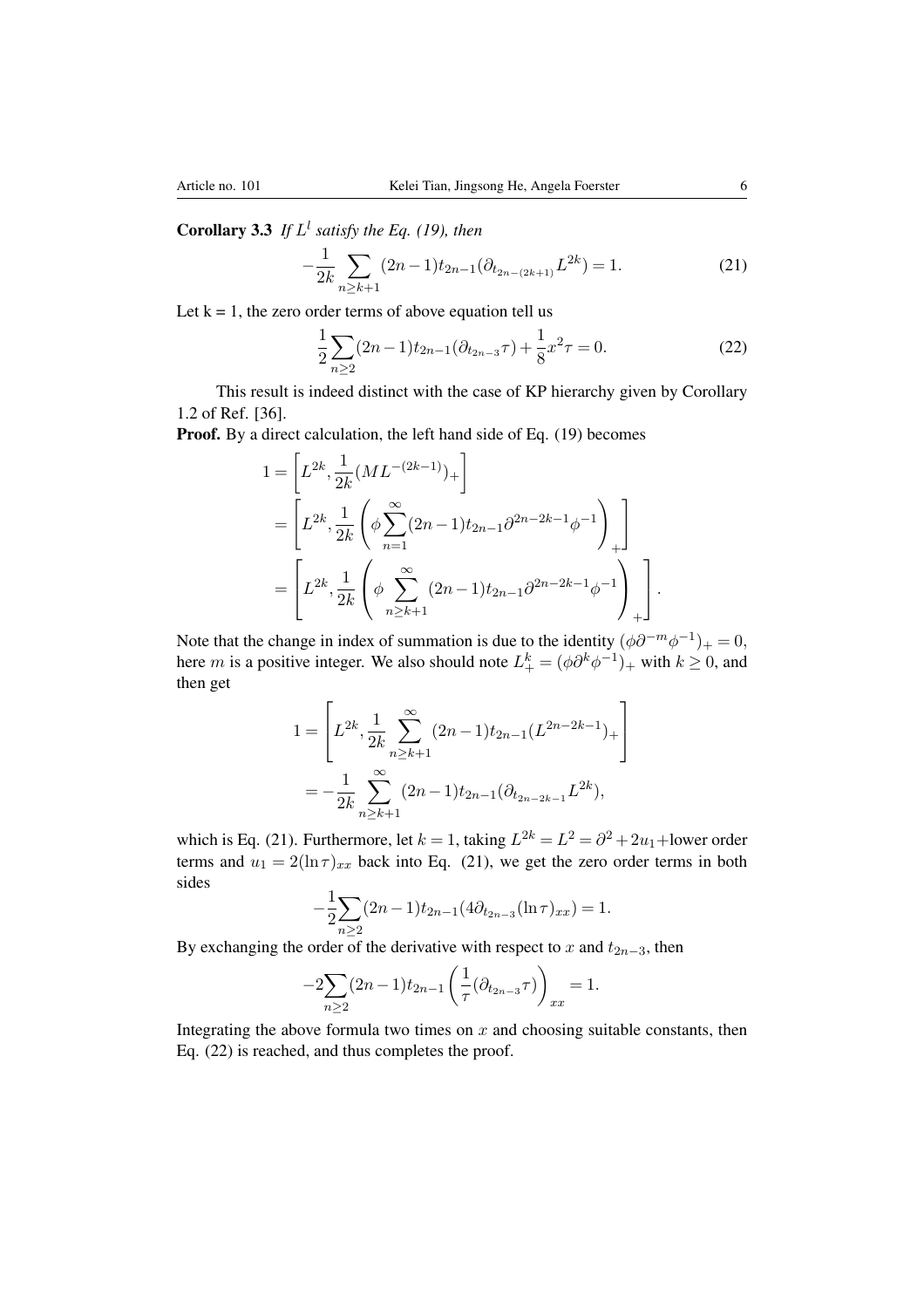**Corollary 3.3** *If $L^l$ satisfy the Eq. (19), then*

$$-\frac{1}{2k}\sum_{n\geq k+1}(2n-1)t_{2n-1}(\partial_{t_{2n-(2k+1)}}L^{2k})=1. \tag{21}$$

Let k = 1, the zero order terms of above equation tell us

$$\frac{1}{2}\sum_{n\geq 2}(2n-1)t_{2n-1}(\partial_{t_{2n-3}}\tau)+\frac{1}{8}x^2\tau=0. \tag{22}$$

This result is indeed distinct with the case of KP hierarchy given by Corollary 1.2 of Ref. [36].

**Proof.** By a direct calculation, the left hand side of Eq. (19) becomes

$$\begin{aligned}
1&=\left[L^{2k},\frac{1}{2k}(ML^{-(2k-1)})_+\right]\\
&=\left[L^{2k},\frac{1}{2k}\left(\phi\sum_{n=1}^{\infty}(2n-1)t_{2n-1}\partial^{2n-2k-1}\phi^{-1}\right)_+\right]\\
&=\left[L^{2k},\frac{1}{2k}\left(\phi\sum_{n\geq k+1}^{\infty}(2n-1)t_{2n-1}\partial^{2n-2k-1}\phi^{-1}\right)_+\right].
\end{aligned}$$

Note that the change in index of summation is due to the identity $(\phi\partial^{-m}\phi^{-1})_+=0$, here $m$ is a positive integer. We also should note $L^k_+=(\phi\partial^k\phi^{-1})_+$ with $k\geq 0$, and then get

$$\begin{aligned}
1&=\left[L^{2k},\frac{1}{2k}\sum_{n\geq k+1}^{\infty}(2n-1)t_{2n-1}(L^{2n-2k-1})_+\right]\\
&=-\frac{1}{2k}\sum_{n\geq k+1}^{\infty}(2n-1)t_{2n-1}(\partial_{t_{2n-2k-1}}L^{2k}),
\end{aligned}$$

which is Eq. (21). Furthermore, let $k=1$, taking $L^{2k}=L^2=\partial^2+2u_1+$lower order terms and $u_1=2(\ln\tau)_{xx}$ back into Eq. (21), we get the zero order terms in both sides

$$-\frac{1}{2}\sum_{n\geq 2}(2n-1)t_{2n-1}(4\partial_{t_{2n-3}}(\ln\tau)_{xx})=1.$$

By exchanging the order of the derivative with respect to $x$ and $t_{2n-3}$, then

$$-2\sum_{n\geq 2}(2n-1)t_{2n-1}\left(\frac{1}{\tau}(\partial_{t_{2n-3}}\tau)\right)_{xx}=1.$$

Integrating the above formula two times on $x$ and choosing suitable constants, then Eq. (22) is reached, and thus completes the proof.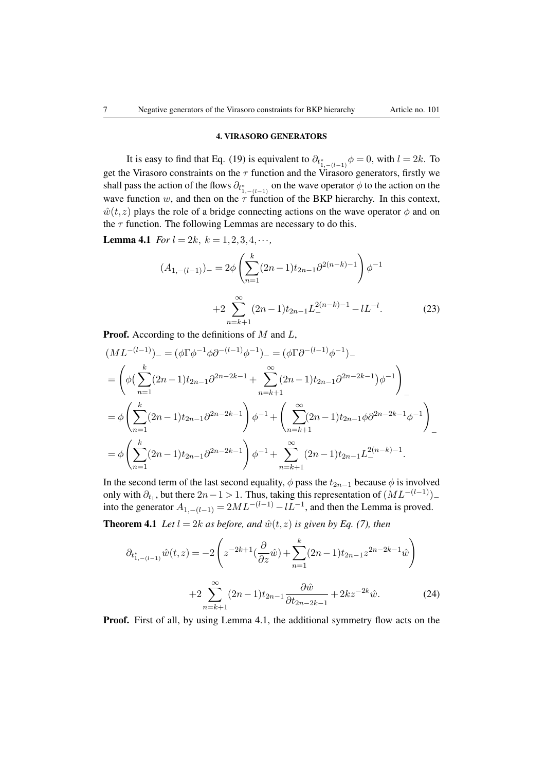## 4. VIRASORO GENERATORS

It is easy to find that Eq. (19) is equivalent to $\partial_{t^*_{1,-(l-1)}}\phi = 0$, with $l = 2k$. To get the Virasoro constraints on the $\tau$ function and the Virasoro generators, firstly we shall pass the action of the flows $\partial_{t^*_{1,-(l-1)}}$ on the wave operator $\phi$ to the action on the wave function $w$, and then on the $\tau$ function of the BKP hierarchy. In this context, $\hat{w}(t,z)$ plays the role of a bridge connecting actions on the wave operator $\phi$ and on the $\tau$ function. The following Lemmas are necessary to do this.

**Lemma 4.1** *For $l = 2k,\ k = 1,2,3,4,\cdots,$*

$$(A_{1,-(l-1)})_- = 2\phi\left(\sum_{n=1}^{k}(2n-1)t_{2n-1}\partial^{2(n-k)-1}\right)\phi^{-1} + 2\sum_{n=k+1}^{\infty}(2n-1)t_{2n-1}L_-^{2(n-k)-1} - lL^{-l}. \tag{23}$$

**Proof.** According to the definitions of $M$ and $L$,

$$\begin{aligned}
(ML^{-(l-1)})_- &= (\phi\Gamma\phi^{-1}\phi\partial^{-(l-1)}\phi^{-1})_- = (\phi\Gamma\partial^{-(l-1)}\phi^{-1})_- \\
&= \left(\phi\Big(\sum_{n=1}^{k}(2n-1)t_{2n-1}\partial^{2n-2k-1} + \sum_{n=k+1}^{\infty}(2n-1)t_{2n-1}\partial^{2n-2k-1}\Big)\phi^{-1}\right)_- \\
&= \phi\left(\sum_{n=1}^{k}(2n-1)t_{2n-1}\partial^{2n-2k-1}\right)\phi^{-1} + \left(\sum_{n=k+1}^{\infty}(2n-1)t_{2n-1}\phi\partial^{2n-2k-1}\phi^{-1}\right)_- \\
&= \phi\left(\sum_{n=1}^{k}(2n-1)t_{2n-1}\partial^{2n-2k-1}\right)\phi^{-1} + \sum_{n=k+1}^{\infty}(2n-1)t_{2n-1}L_-^{2(n-k)-1}.
\end{aligned}$$

In the second term of the last second equality, $\phi$ pass the $t_{2n-1}$ because $\phi$ is involved only with $\partial_{t_1}$, but there $2n-1 > 1$. Thus, taking this representation of $(ML^{-(l-1)})_-$ into the generator $A_{1,-(l-1)} = 2ML^{-(l-1)} - lL^{-1}$, and then the Lemma is proved.

**Theorem 4.1** *Let $l = 2k$ as before, and $\hat{w}(t,z)$ is given by Eq. (7), then*

$$\partial_{t^*_{1,-(l-1)}}\hat{w}(t,z) = -2\left(z^{-2k+1}\Big(\frac{\partial}{\partial z}\hat{w}\Big) + \sum_{n=1}^{k}(2n-1)t_{2n-1}z^{2n-2k-1}\hat{w}\right) + 2\sum_{n=k+1}^{\infty}(2n-1)t_{2n-1}\frac{\partial\hat{w}}{\partial t_{2n-2k-1}} + 2kz^{-2k}\hat{w}. \tag{24}$$

**Proof.** First of all, by using Lemma 4.1, the additional symmetry flow acts on the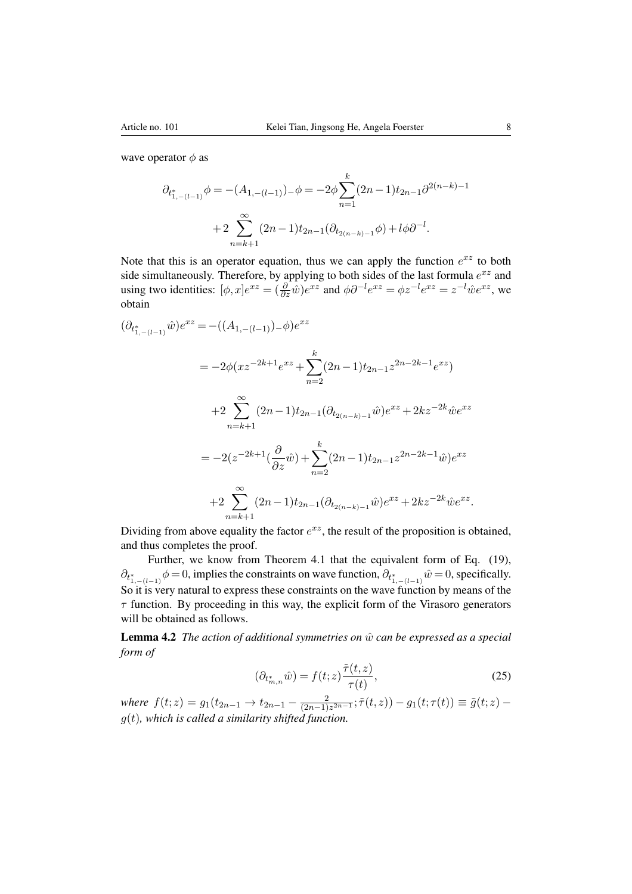wave operator $\phi$ as

$$\partial_{t^*_{1,-(l-1)}}\phi = -(A_{1,-(l-1)})_-\phi = -2\phi\sum_{n=1}^{k}(2n-1)t_{2n-1}\partial^{2(n-k)-1}$$

$$+2\sum_{n=k+1}^{\infty}(2n-1)t_{2n-1}(\partial_{t_{2(n-k)-1}}\phi)+l\phi\partial^{-l}.$$

Note that this is an operator equation, thus we can apply the function $e^{xz}$ to both side simultaneously. Therefore, by applying to both sides of the last formula $e^{xz}$ and using two identities: $[\phi,x]e^{xz} = (\frac{\partial}{\partial z}\hat{w})e^{xz}$ and $\phi\partial^{-l}e^{xz} = \phi z^{-l}e^{xz} = z^{-l}\hat{w}e^{xz}$, we obtain

$$(\partial_{t^*_{1,-(l-1)}}\hat{w})e^{xz} = -((A_{1,-(l-1)})_-\phi)e^{xz}$$

$$= -2\phi(xz^{-2k+1}e^{xz}+\sum_{n=2}^{k}(2n-1)t_{2n-1}z^{2n-2k-1}e^{xz})$$

$$+2\sum_{n=k+1}^{\infty}(2n-1)t_{2n-1}(\partial_{t_{2(n-k)-1}}\hat{w})e^{xz}+2kz^{-2k}\hat{w}e^{xz}$$

$$= -2(z^{-2k+1}(\frac{\partial}{\partial z}\hat{w})+\sum_{n=2}^{k}(2n-1)t_{2n-1}z^{2n-2k-1}\hat{w})e^{xz}$$

$$+2\sum_{n=k+1}^{\infty}(2n-1)t_{2n-1}(\partial_{t_{2(n-k)-1}}\hat{w})e^{xz}+2kz^{-2k}\hat{w}e^{xz}.$$

Dividing from above equality the factor $e^{xz}$, the result of the proposition is obtained, and thus completes the proof.

Further, we know from Theorem 4.1 that the equivalent form of Eq. (19), $\partial_{t^*_{1,-(l-1)}}\phi = 0$, implies the constraints on wave function, $\partial_{t^*_{1,-(l-1)}}\hat{w} = 0$, specifically. So it is very natural to express these constraints on the wave function by means of the $\tau$ function. By proceeding in this way, the explicit form of the Virasoro generators will be obtained as follows.

**Lemma 4.2** *The action of additional symmetries on $\hat{w}$ can be expressed as a special form of*

$$(\partial_{t^*_{m,n}}\hat{w}) = f(t;z)\frac{\tilde{\tau}(t,z)}{\tau(t)}, \tag{25}$$

*where $f(t;z) = g_1(t_{2n-1} \to t_{2n-1} - \frac{2}{(2n-1)z^{2n-1}};\tilde{\tau}(t,z)) - g_1(t;\tau(t)) \equiv \tilde{g}(t;z) - g(t)$, which is called a similarity shifted function.*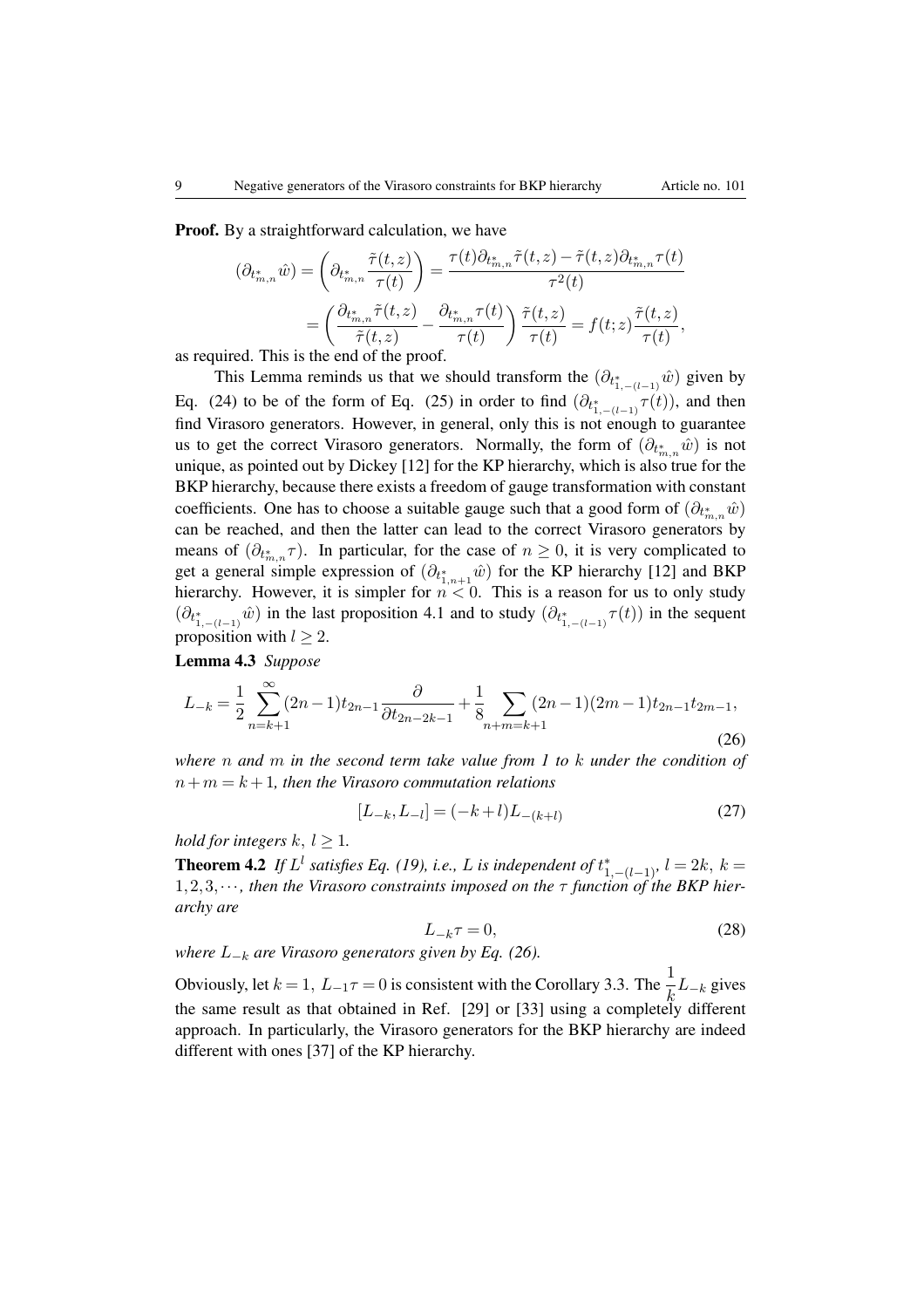**Proof.** By a straightforward calculation, we have

$$
\begin{aligned}
(\partial_{t^*_{m,n}} \hat{w}) &= \left(\partial_{t^*_{m,n}} \frac{\tilde{\tau}(t,z)}{\tau(t)}\right) = \frac{\tau(t)\partial_{t^*_{m,n}}\tilde{\tau}(t,z) - \tilde{\tau}(t,z)\partial_{t^*_{m,n}}\tau(t)}{\tau^2(t)} \\
&= \left(\frac{\partial_{t^*_{m,n}}\tilde{\tau}(t,z)}{\tilde{\tau}(t,z)} - \frac{\partial_{t^*_{m,n}}\tau(t)}{\tau(t)}\right)\frac{\tilde{\tau}(t,z)}{\tau(t)} = f(t;z)\frac{\tilde{\tau}(t,z)}{\tau(t)},
\end{aligned}
$$

as required. This is the end of the proof.

This Lemma reminds us that we should transform the $(\partial_{t^*_{1,-(l-1)}} \hat{w})$ given by Eq. (24) to be of the form of Eq. (25) in order to find $(\partial_{t^*_{1,-(l-1)}} \tau(t))$, and then find Virasoro generators. However, in general, only this is not enough to guarantee us to get the correct Virasoro generators. Normally, the form of $(\partial_{t^*_{m,n}} \hat{w})$ is not unique, as pointed out by Dickey [12] for the KP hierarchy, which is also true for the BKP hierarchy, because there exists a freedom of gauge transformation with constant coefficients. One has to choose a suitable gauge such that a good form of $(\partial_{t^*_{m,n}} \hat{w})$ can be reached, and then the latter can lead to the correct Virasoro generators by means of $(\partial_{t^*_{m,n}} \tau)$. In particular, for the case of $n \geq 0$, it is very complicated to get a general simple expression of $(\partial_{t^*_{1,n+1}} \hat{w})$ for the KP hierarchy [12] and BKP hierarchy. However, it is simpler for $n < 0$. This is a reason for us to only study $(\partial_{t^*_{1,-(l-1)}} \hat{w})$ in the last proposition 4.1 and to study $(\partial_{t^*_{1,-(l-1)}} \tau(t))$ in the sequent proposition with $l \geq 2$.

**Lemma 4.3** *Suppose*

$$
L_{-k} = \frac{1}{2}\sum_{n=k+1}^{\infty}(2n-1)t_{2n-1}\frac{\partial}{\partial t_{2n-2k-1}} + \frac{1}{8}\sum_{n+m=k+1}(2n-1)(2m-1)t_{2n-1}t_{2m-1}, \tag{26}
$$

*where $n$ and $m$ in the second term take value from 1 to $k$ under the condition of $n+m = k+1$, then the Virasoro commutation relations*

$$
[L_{-k}, L_{-l}] = (-k+l)L_{-(k+l)} \tag{27}
$$

*hold for integers $k,\ l \geq 1$.*

**Theorem 4.2** *If $L^l$ satisfies Eq. (19), i.e., $L$ is independent of $t^*_{1,-(l-1)}$, $l = 2k,\ k = 1,2,3,\cdots$, then the Virasoro constraints imposed on the $\tau$ function of the BKP hierarchy are*

$$
L_{-k}\tau = 0, \tag{28}
$$

*where $L_{-k}$ are Virasoro generators given by Eq. (26).*

Obviously, let $k = 1,\ L_{-1}\tau = 0$ is consistent with the Corollary 3.3. The $\dfrac{1}{k}L_{-k}$ gives the same result as that obtained in Ref. [29] or [33] using a completely different approach. In particularly, the Virasoro generators for the BKP hierarchy are indeed different with ones [37] of the KP hierarchy.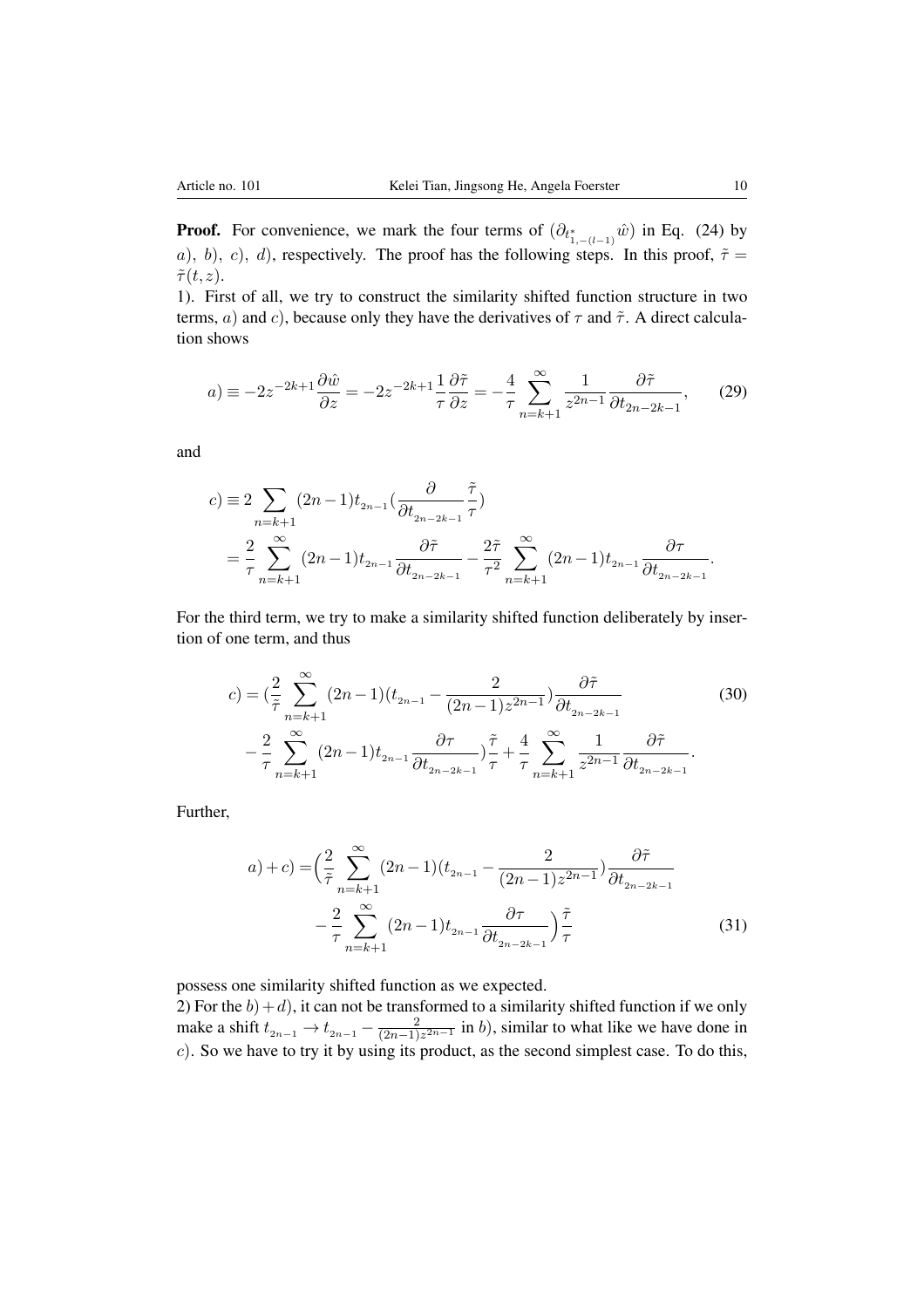**Proof.** For convenience, we mark the four terms of $(\partial_{t^*_{1,-(l-1)}} \hat{w})$ in Eq. (24) by $a)$, $b)$, $c)$, $d)$, respectively. The proof has the following steps. In this proof, $\tilde{\tau} = \tilde{\tau}(t,z)$.

1). First of all, we try to construct the similarity shifted function structure in two terms, $a)$ and $c)$, because only they have the derivatives of $\tau$ and $\tilde{\tau}$. A direct calculation shows

$$a) \equiv -2z^{-2k+1}\frac{\partial \hat{w}}{\partial z} = -2z^{-2k+1}\frac{1}{\tau}\frac{\partial \tilde{\tau}}{\partial z} = -\frac{4}{\tau}\sum_{n=k+1}^{\infty}\frac{1}{z^{2n-1}}\frac{\partial \tilde{\tau}}{\partial t_{2n-2k-1}}, \tag{29}$$

and

$$\begin{aligned}
c) &\equiv 2\sum_{n=k+1}(2n-1)t_{_{2n-1}}\left(\frac{\partial}{\partial t_{_{2n-2k-1}}}\frac{\tilde{\tau}}{\tau}\right) \\
&= \frac{2}{\tau}\sum_{n=k+1}^{\infty}(2n-1)t_{_{2n-1}}\frac{\partial \tilde{\tau}}{\partial t_{_{2n-2k-1}}} - \frac{2\tilde{\tau}}{\tau^2}\sum_{n=k+1}^{\infty}(2n-1)t_{_{2n-1}}\frac{\partial \tau}{\partial t_{_{2n-2k-1}}}.
\end{aligned}$$

For the third term, we try to make a similarity shifted function deliberately by insertion of one term, and thus

$$\begin{aligned}
c) = &\Big(\frac{2}{\tilde{\tau}}\sum_{n=k+1}^{\infty}(2n-1)\big(t_{_{2n-1}} - \frac{2}{(2n-1)z^{2n-1}}\big)\frac{\partial \tilde{\tau}}{\partial t_{_{2n-2k-1}}} \\
&- \frac{2}{\tau}\sum_{n=k+1}^{\infty}(2n-1)t_{_{2n-1}}\frac{\partial \tau}{\partial t_{_{2n-2k-1}}}\Big)\frac{\tilde{\tau}}{\tau} + \frac{4}{\tau}\sum_{n=k+1}^{\infty}\frac{1}{z^{2n-1}}\frac{\partial \tilde{\tau}}{\partial t_{_{2n-2k-1}}}.
\end{aligned} \tag{30}$$

Further,

$$\begin{aligned}
a)+c) = &\Big(\frac{2}{\tilde{\tau}}\sum_{n=k+1}^{\infty}(2n-1)\big(t_{_{2n-1}} - \frac{2}{(2n-1)z^{2n-1}}\big)\frac{\partial \tilde{\tau}}{\partial t_{_{2n-2k-1}}} \\
&- \frac{2}{\tau}\sum_{n=k+1}^{\infty}(2n-1)t_{_{2n-1}}\frac{\partial \tau}{\partial t_{_{2n-2k-1}}}\Big)\frac{\tilde{\tau}}{\tau}
\end{aligned} \tag{31}$$

possess one similarity shifted function as we expected.

2) For the $b)+d)$, it can not be transformed to a similarity shifted function if we only make a shift $t_{_{2n-1}} \to t_{_{2n-1}} - \frac{2}{(2n-1)z^{2n-1}}$ in $b)$, similar to what like we have done in $c)$. So we have to try it by using its product, as the second simplest case. To do this,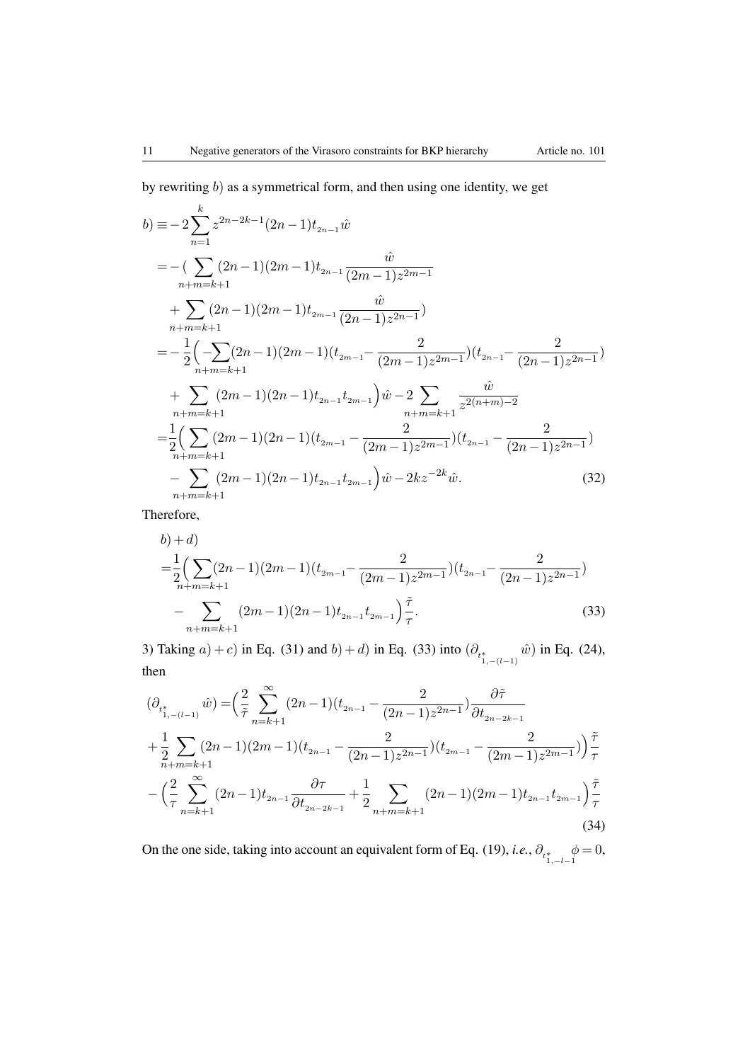by rewriting $b)$ as a symmetrical form, and then using one identity, we get

$$
\begin{aligned}
b) \equiv & -2\sum_{n=1}^{k} z^{2n-2k-1}(2n-1)t_{2n-1}\hat{w} \\
= & -\Big(\sum_{n+m=k+1}(2n-1)(2m-1)t_{2n-1}\frac{\hat{w}}{(2m-1)z^{2m-1}} \\
& +\sum_{n+m=k+1}(2n-1)(2m-1)t_{2m-1}\frac{\hat{w}}{(2n-1)z^{2n-1}}\Big) \\
= & -\frac{1}{2}\Big(-\sum_{n+m=k+1}(2n-1)(2m-1)(t_{2m-1}-\frac{2}{(2m-1)z^{2m-1}})(t_{2n-1}-\frac{2}{(2n-1)z^{2n-1}}) \\
& +\sum_{n+m=k+1}(2m-1)(2n-1)t_{2n-1}t_{2m-1}\Big)\hat{w}-2\sum_{n+m=k+1}\frac{\hat{w}}{z^{2(n+m)-2}} \\
= & \frac{1}{2}\Big(\sum_{n+m=k+1}(2m-1)(2n-1)(t_{2m-1}-\frac{2}{(2m-1)z^{2m-1}})(t_{2n-1}-\frac{2}{(2n-1)z^{2n-1}}) \\
& -\sum_{n+m=k+1}(2m-1)(2n-1)t_{2n-1}t_{2m-1}\Big)\hat{w}-2kz^{-2k}\hat{w}.
\end{aligned}
\tag{32}
$$

Therefore,

$$
\begin{aligned}
& b)+d) \\
= & \frac{1}{2}\Big(\sum_{n+m=k+1}(2n-1)(2m-1)(t_{2m-1}-\frac{2}{(2m-1)z^{2m-1}})(t_{2n-1}-\frac{2}{(2n-1)z^{2n-1}}) \\
& -\sum_{n+m=k+1}(2m-1)(2n-1)t_{2n-1}t_{2m-1}\Big)\frac{\tilde{\tau}}{\tau}.
\end{aligned}
\tag{33}
$$

3) Taking $a)+c)$ in Eq. (31) and $b)+d)$ in Eq. (33) into $(\partial_{t^*_{1,-(l-1)}}\hat{w})$ in Eq. (24), then

$$
\begin{aligned}
(\partial_{t^*_{1,-(l-1)}}\hat{w}) = & \Big(\frac{2}{\tilde{\tau}}\sum_{n=k+1}^{\infty}(2n-1)(t_{2n-1}-\frac{2}{(2n-1)z^{2n-1}})\frac{\partial\tilde{\tau}}{\partial t_{2n-2k-1}} \\
& +\frac{1}{2}\sum_{n+m=k+1}(2n-1)(2m-1)(t_{2n-1}-\frac{2}{(2n-1)z^{2n-1}})(t_{2m-1}-\frac{2}{(2m-1)z^{2m-1}})\Big)\frac{\tilde{\tau}}{\tau} \\
& -\Big(\frac{2}{\tau}\sum_{n=k+1}^{\infty}(2n-1)t_{2n-1}\frac{\partial\tau}{\partial t_{2n-2k-1}}+\frac{1}{2}\sum_{n+m=k+1}(2n-1)(2m-1)t_{2n-1}t_{2m-1}\Big)\frac{\tilde{\tau}}{\tau}
\end{aligned}
\tag{34}
$$

On the one side, taking into account an equivalent form of Eq. (19), *i.e.*, $\partial_{t^*_{1,-l-1}}\phi=0$,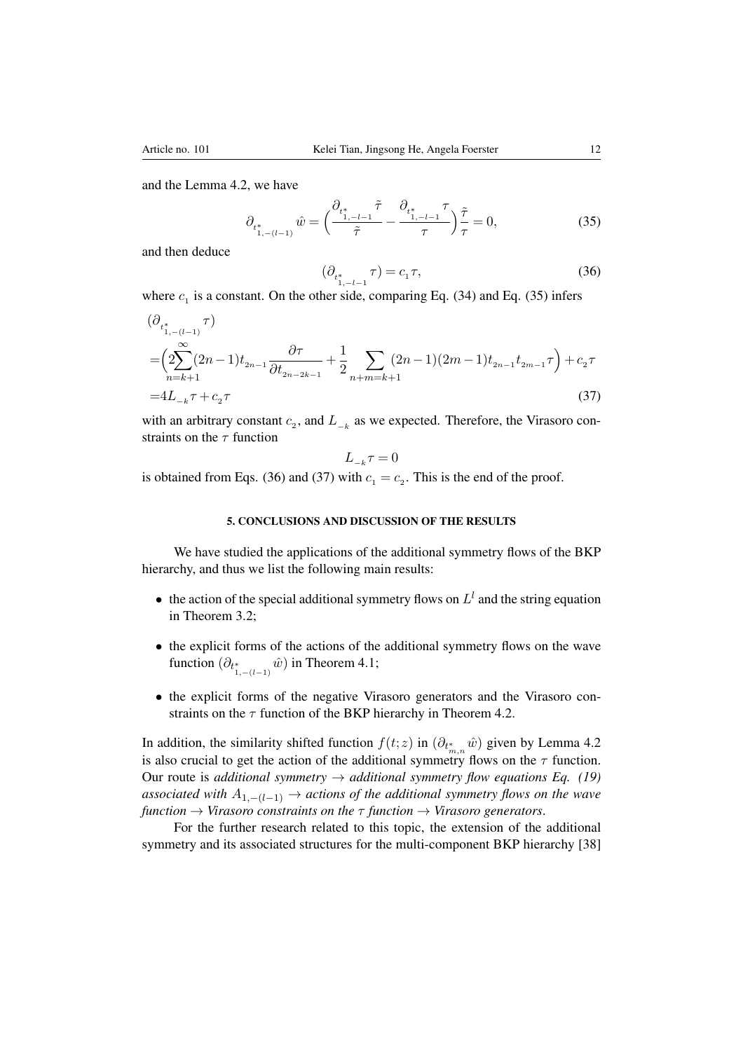and the Lemma 4.2, we have

$$\partial_{t^*_{1,-(l-1)}} \hat{w} = \Big( \frac{\partial_{t^*_{1,-l-1}} \tilde{\tau}}{\tilde{\tau}} - \frac{\partial_{t^*_{1,-l-1}} \tau}{\tau} \Big) \frac{\tilde{\tau}}{\tau} = 0, \tag{35}$$

and then deduce

$$(\partial_{t^*_{1,-l-1}} \tau) = c_1 \tau, \tag{36}$$

where $c_1$ is a constant. On the other side, comparing Eq. (34) and Eq. (35) infers

$$\begin{aligned}
&(\partial_{t^*_{1,-(l-1)}} \tau) \\
=&\Big( 2\sum_{n=k+1}^{\infty} (2n-1) t_{2n-1} \frac{\partial \tau}{\partial t_{2n-2k-1}} + \frac{1}{2} \sum_{n+m=k+1} (2n-1)(2m-1) t_{2n-1} t_{2m-1} \tau \Big) + c_2 \tau \\
=&4L_{-k} \tau + c_2 \tau
\end{aligned} \tag{37}$$

with an arbitrary constant $c_2$, and $L_{-k}$ as we expected. Therefore, the Virasoro constraints on the $\tau$ function

$$L_{-k} \tau = 0$$

is obtained from Eqs. (36) and (37) with $c_1 = c_2$. This is the end of the proof.

## 5. CONCLUSIONS AND DISCUSSION OF THE RESULTS

We have studied the applications of the additional symmetry flows of the BKP hierarchy, and thus we list the following main results:

- the action of the special additional symmetry flows on $L^l$ and the string equation in Theorem 3.2;
- the explicit forms of the actions of the additional symmetry flows on the wave function $(\partial_{t^*_{1,-(l-1)}} \hat{w})$ in Theorem 4.1;
- the explicit forms of the negative Virasoro generators and the Virasoro constraints on the $\tau$ function of the BKP hierarchy in Theorem 4.2.

In addition, the similarity shifted function $f(t;z)$ in $(\partial_{t^*_{m,n}} \hat{w})$ given by Lemma 4.2 is also crucial to get the action of the additional symmetry flows on the $\tau$ function. Our route is *additional symmetry → additional symmetry flow equations Eq. (19) associated with $A_{1,-(l-1)}$ → actions of the additional symmetry flows on the wave function → Virasoro constraints on the $\tau$ function → Virasoro generators*.

For the further research related to this topic, the extension of the additional symmetry and its associated structures for the multi-component BKP hierarchy [38]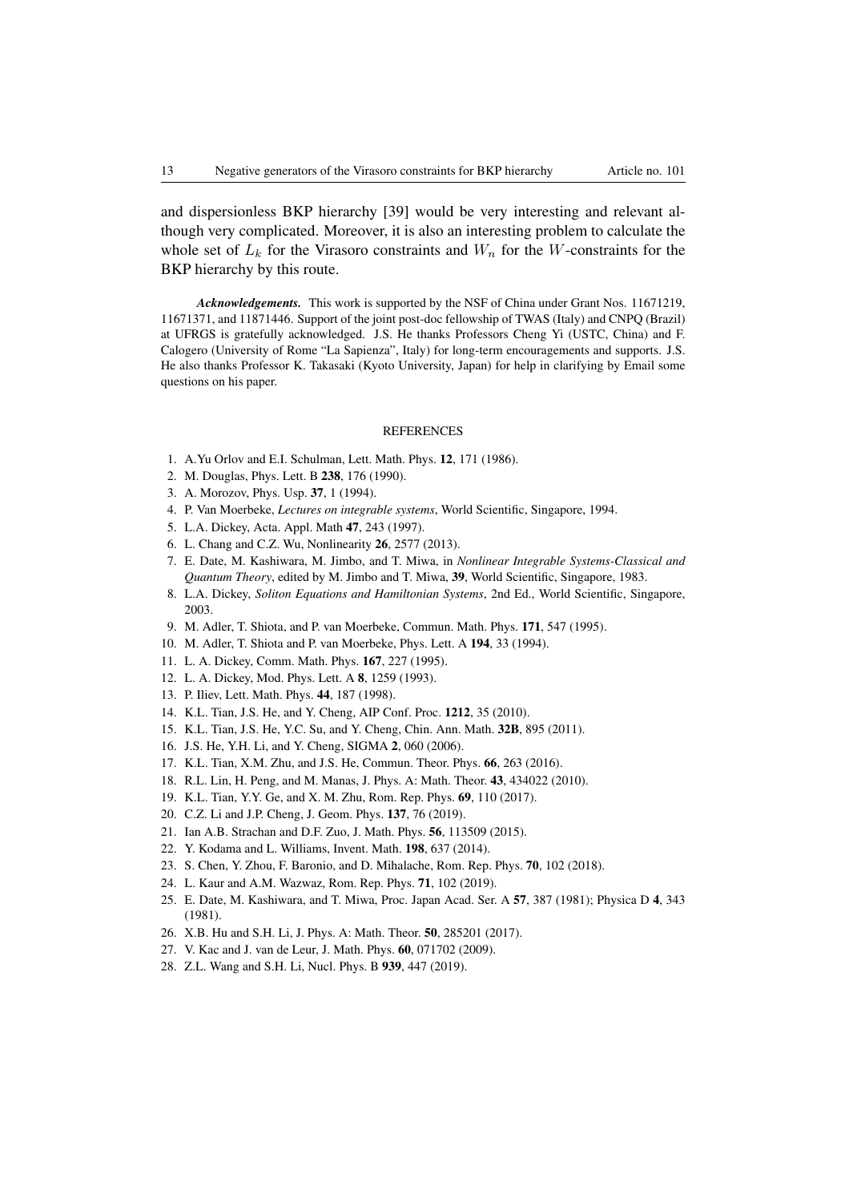and dispersionless BKP hierarchy [39] would be very interesting and relevant although very complicated. Moreover, it is also an interesting problem to calculate the whole set of $L_k$ for the Virasoro constraints and $W_n$ for the $W$-constraints for the BKP hierarchy by this route.

***Acknowledgements.*** This work is supported by the NSF of China under Grant Nos. 11671219, 11671371, and 11871446. Support of the joint post-doc fellowship of TWAS (Italy) and CNPQ (Brazil) at UFRGS is gratefully acknowledged. J.S. He thanks Professors Cheng Yi (USTC, China) and F. Calogero (University of Rome "La Sapienza", Italy) for long-term encouragements and supports. J.S. He also thanks Professor K. Takasaki (Kyoto University, Japan) for help in clarifying by Email some questions on his paper.

## REFERENCES

1. A.Yu Orlov and E.I. Schulman, Lett. Math. Phys. **12**, 171 (1986).
2. M. Douglas, Phys. Lett. B **238**, 176 (1990).
3. A. Morozov, Phys. Usp. **37**, 1 (1994).
4. P. Van Moerbeke, *Lectures on integrable systems*, World Scientific, Singapore, 1994.
5. L.A. Dickey, Acta. Appl. Math **47**, 243 (1997).
6. L. Chang and C.Z. Wu, Nonlinearity **26**, 2577 (2013).
7. E. Date, M. Kashiwara, M. Jimbo, and T. Miwa, in *Nonlinear Integrable Systems-Classical and Quantum Theory*, edited by M. Jimbo and T. Miwa, **39**, World Scientific, Singapore, 1983.
8. L.A. Dickey, *Soliton Equations and Hamiltonian Systems*, 2nd Ed., World Scientific, Singapore, 2003.
9. M. Adler, T. Shiota, and P. van Moerbeke, Commun. Math. Phys. **171**, 547 (1995).
10. M. Adler, T. Shiota and P. van Moerbeke, Phys. Lett. A **194**, 33 (1994).
11. L. A. Dickey, Comm. Math. Phys. **167**, 227 (1995).
12. L. A. Dickey, Mod. Phys. Lett. A **8**, 1259 (1993).
13. P. Iliev, Lett. Math. Phys. **44**, 187 (1998).
14. K.L. Tian, J.S. He, and Y. Cheng, AIP Conf. Proc. **1212**, 35 (2010).
15. K.L. Tian, J.S. He, Y.C. Su, and Y. Cheng, Chin. Ann. Math. **32B**, 895 (2011).
16. J.S. He, Y.H. Li, and Y. Cheng, SIGMA **2**, 060 (2006).
17. K.L. Tian, X.M. Zhu, and J.S. He, Commun. Theor. Phys. **66**, 263 (2016).
18. R.L. Lin, H. Peng, and M. Manas, J. Phys. A: Math. Theor. **43**, 434022 (2010).
19. K.L. Tian, Y.Y. Ge, and X. M. Zhu, Rom. Rep. Phys. **69**, 110 (2017).
20. C.Z. Li and J.P. Cheng, J. Geom. Phys. **137**, 76 (2019).
21. Ian A.B. Strachan and D.F. Zuo, J. Math. Phys. **56**, 113509 (2015).
22. Y. Kodama and L. Williams, Invent. Math. **198**, 637 (2014).
23. S. Chen, Y. Zhou, F. Baronio, and D. Mihalache, Rom. Rep. Phys. **70**, 102 (2018).
24. L. Kaur and A.M. Wazwaz, Rom. Rep. Phys. **71**, 102 (2019).
25. E. Date, M. Kashiwara, and T. Miwa, Proc. Japan Acad. Ser. A **57**, 387 (1981); Physica D **4**, 343 (1981).
26. X.B. Hu and S.H. Li, J. Phys. A: Math. Theor. **50**, 285201 (2017).
27. V. Kac and J. van de Leur, J. Math. Phys. **60**, 071702 (2009).
28. Z.L. Wang and S.H. Li, Nucl. Phys. B **939**, 447 (2019).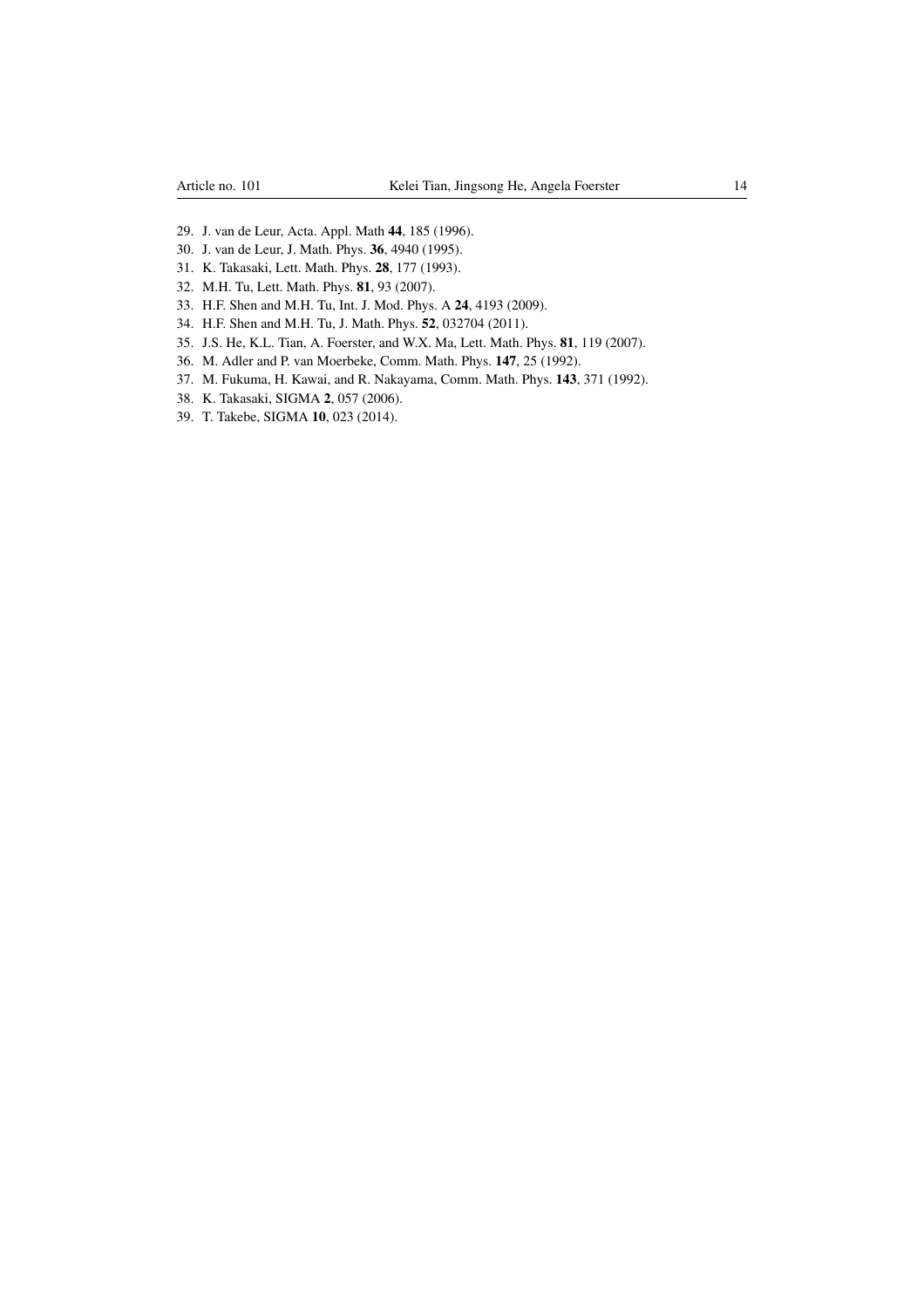29. J. van de Leur, Acta. Appl. Math **44**, 185 (1996).
30. J. van de Leur, J. Math. Phys. **36**, 4940 (1995).
31. K. Takasaki, Lett. Math. Phys. **28**, 177 (1993).
32. M.H. Tu, Lett. Math. Phys. **81**, 93 (2007).
33. H.F. Shen and M.H. Tu, Int. J. Mod. Phys. A **24**, 4193 (2009).
34. H.F. Shen and M.H. Tu, J. Math. Phys. **52**, 032704 (2011).
35. J.S. He, K.L. Tian, A. Foerster, and W.X. Ma, Lett. Math. Phys. **81**, 119 (2007).
36. M. Adler and P. van Moerbeke, Comm. Math. Phys. **147**, 25 (1992).
37. M. Fukuma, H. Kawai, and R. Nakayama, Comm. Math. Phys. **143**, 371 (1992).
38. K. Takasaki, SIGMA **2**, 057 (2006).
39. T. Takebe, SIGMA **10**, 023 (2014).